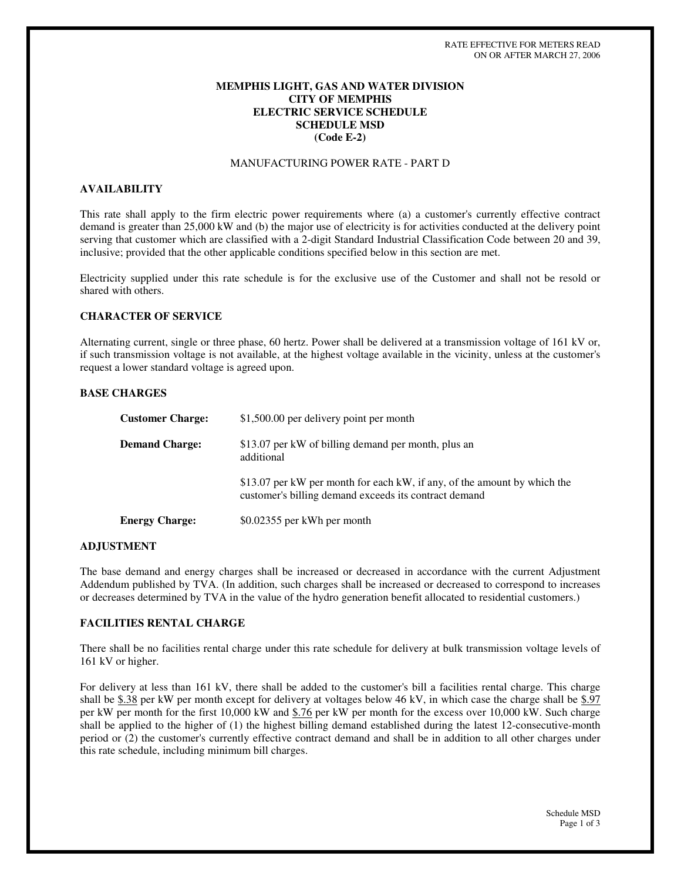RATE EFFECTIVE FOR METERS READ
ON OR AFTER MARCH 27, 2006

# MEMPHIS LIGHT, GAS AND WATER DIVISION
# CITY OF MEMPHIS
# ELECTRIC SERVICE SCHEDULE
# SCHEDULE MSD
# (Code E-2)

MANUFACTURING POWER RATE - PART D

## AVAILABILITY

This rate shall apply to the firm electric power requirements where (a) a customer's currently effective contract demand is greater than 25,000 kW and (b) the major use of electricity is for activities conducted at the delivery point serving that customer which are classified with a 2-digit Standard Industrial Classification Code between 20 and 39, inclusive; provided that the other applicable conditions specified below in this section are met.

Electricity supplied under this rate schedule is for the exclusive use of the Customer and shall not be resold or shared with others.

## CHARACTER OF SERVICE

Alternating current, single or three phase, 60 hertz. Power shall be delivered at a transmission voltage of 161 kV or, if such transmission voltage is not available, at the highest voltage available in the vicinity, unless at the customer's request a lower standard voltage is agreed upon.

## BASE CHARGES

**Customer Charge:** $1,500.00 per delivery point per month

**Demand Charge:** $13.07 per kW of billing demand per month, plus an additional

$13.07 per kW per month for each kW, if any, of the amount by which the customer's billing demand exceeds its contract demand

**Energy Charge:** $0.02355 per kWh per month

## ADJUSTMENT

The base demand and energy charges shall be increased or decreased in accordance with the current Adjustment Addendum published by TVA. (In addition, such charges shall be increased or decreased to correspond to increases or decreases determined by TVA in the value of the hydro generation benefit allocated to residential customers.)

## FACILITIES RENTAL CHARGE

There shall be no facilities rental charge under this rate schedule for delivery at bulk transmission voltage levels of 161 kV or higher.

For delivery at less than 161 kV, there shall be added to the customer's bill a facilities rental charge. This charge shall be $.38 per kW per month except for delivery at voltages below 46 kV, in which case the charge shall be $.97 per kW per month for the first 10,000 kW and $.76 per kW per month for the excess over 10,000 kW. Such charge shall be applied to the higher of (1) the highest billing demand established during the latest 12-consecutive-month period or (2) the customer's currently effective contract demand and shall be in addition to all other charges under this rate schedule, including minimum bill charges.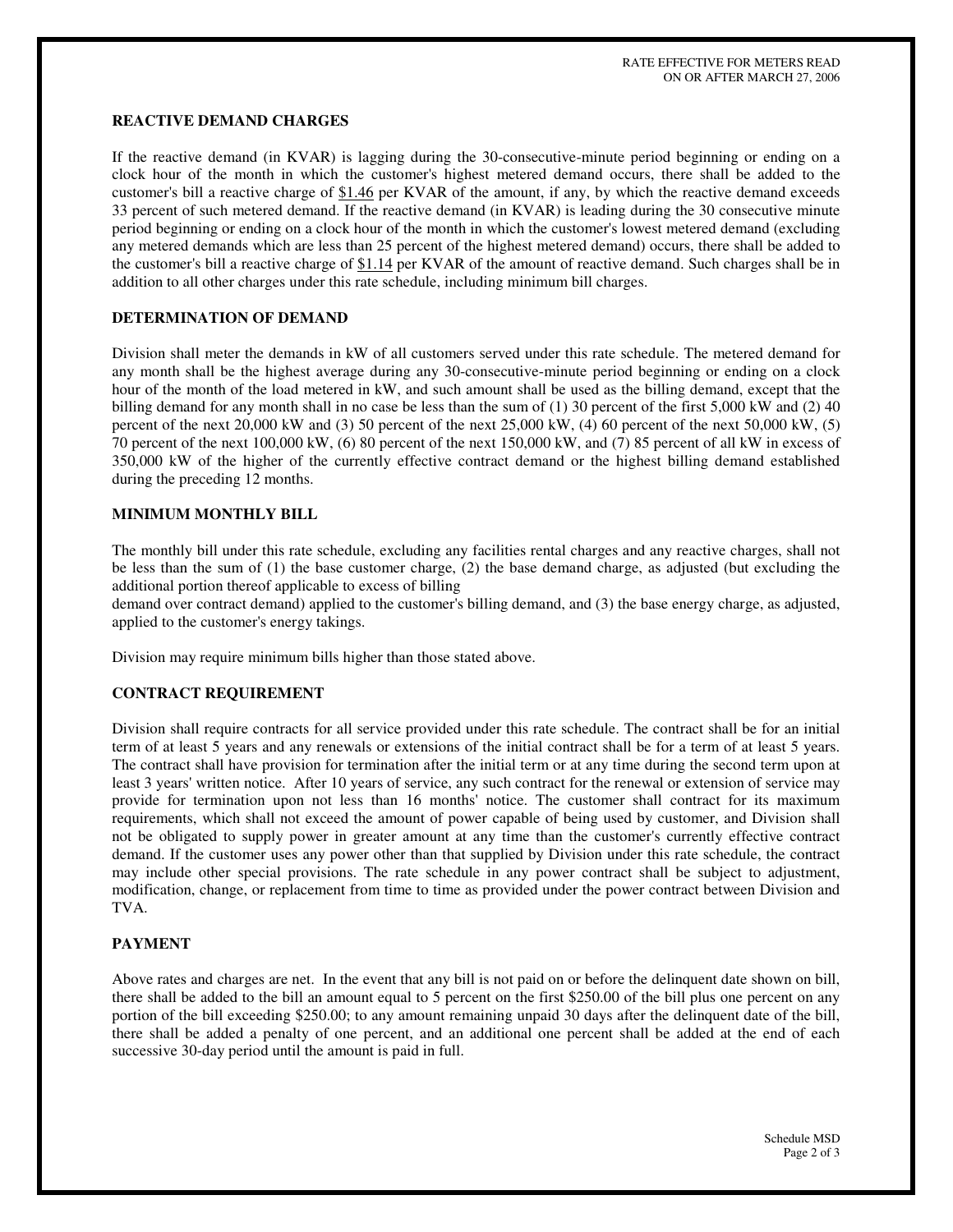RATE EFFECTIVE FOR METERS READ ON OR AFTER MARCH 27, 2006

### REACTIVE DEMAND CHARGES

If the reactive demand (in KVAR) is lagging during the 30-consecutive-minute period beginning or ending on a clock hour of the month in which the customer's highest metered demand occurs, there shall be added to the customer's bill a reactive charge of $1.46 per KVAR of the amount, if any, by which the reactive demand exceeds 33 percent of such metered demand. If the reactive demand (in KVAR) is leading during the 30 consecutive minute period beginning or ending on a clock hour of the month in which the customer's lowest metered demand (excluding any metered demands which are less than 25 percent of the highest metered demand) occurs, there shall be added to the customer's bill a reactive charge of $1.14 per KVAR of the amount of reactive demand. Such charges shall be in addition to all other charges under this rate schedule, including minimum bill charges.

### DETERMINATION OF DEMAND

Division shall meter the demands in kW of all customers served under this rate schedule. The metered demand for any month shall be the highest average during any 30-consecutive-minute period beginning or ending on a clock hour of the month of the load metered in kW, and such amount shall be used as the billing demand, except that the billing demand for any month shall in no case be less than the sum of (1) 30 percent of the first 5,000 kW and (2) 40 percent of the next 20,000 kW and (3) 50 percent of the next 25,000 kW, (4) 60 percent of the next 50,000 kW, (5) 70 percent of the next 100,000 kW, (6) 80 percent of the next 150,000 kW, and (7) 85 percent of all kW in excess of 350,000 kW of the higher of the currently effective contract demand or the highest billing demand established during the preceding 12 months.

### MINIMUM MONTHLY BILL

The monthly bill under this rate schedule, excluding any facilities rental charges and any reactive charges, shall not be less than the sum of (1) the base customer charge, (2) the base demand charge, as adjusted (but excluding the additional portion thereof applicable to excess of billing demand over contract demand) applied to the customer's billing demand, and (3) the base energy charge, as adjusted, applied to the customer's energy takings.

Division may require minimum bills higher than those stated above.

### CONTRACT REQUIREMENT

Division shall require contracts for all service provided under this rate schedule. The contract shall be for an initial term of at least 5 years and any renewals or extensions of the initial contract shall be for a term of at least 5 years. The contract shall have provision for termination after the initial term or at any time during the second term upon at least 3 years' written notice. After 10 years of service, any such contract for the renewal or extension of service may provide for termination upon not less than 16 months' notice. The customer shall contract for its maximum requirements, which shall not exceed the amount of power capable of being used by customer, and Division shall not be obligated to supply power in greater amount at any time than the customer's currently effective contract demand. If the customer uses any power other than that supplied by Division under this rate schedule, the contract may include other special provisions. The rate schedule in any power contract shall be subject to adjustment, modification, change, or replacement from time to time as provided under the power contract between Division and TVA.

### PAYMENT

Above rates and charges are net. In the event that any bill is not paid on or before the delinquent date shown on bill, there shall be added to the bill an amount equal to 5 percent on the first $250.00 of the bill plus one percent on any portion of the bill exceeding $250.00; to any amount remaining unpaid 30 days after the delinquent date of the bill, there shall be added a penalty of one percent, and an additional one percent shall be added at the end of each successive 30-day period until the amount is paid in full.

Schedule MSD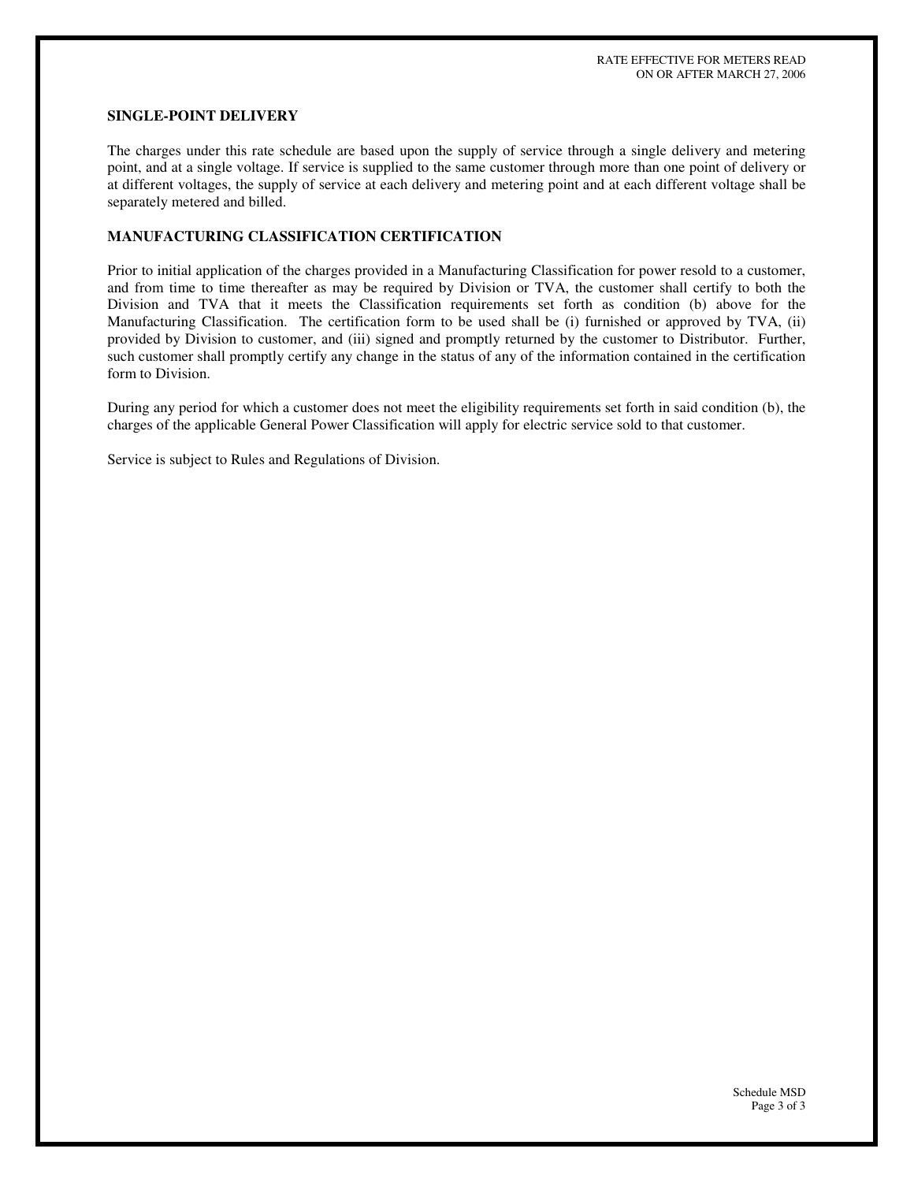## SINGLE-POINT DELIVERY

The charges under this rate schedule are based upon the supply of service through a single delivery and metering point, and at a single voltage. If service is supplied to the same customer through more than one point of delivery or at different voltages, the supply of service at each delivery and metering point and at each different voltage shall be separately metered and billed.

## MANUFACTURING CLASSIFICATION CERTIFICATION

Prior to initial application of the charges provided in a Manufacturing Classification for power resold to a customer, and from time to time thereafter as may be required by Division or TVA, the customer shall certify to both the Division and TVA that it meets the Classification requirements set forth as condition (b) above for the Manufacturing Classification. The certification form to be used shall be (i) furnished or approved by TVA, (ii) provided by Division to customer, and (iii) signed and promptly returned by the customer to Distributor. Further, such customer shall promptly certify any change in the status of any of the information contained in the certification form to Division.

During any period for which a customer does not meet the eligibility requirements set forth in said condition (b), the charges of the applicable General Power Classification will apply for electric service sold to that customer.

Service is subject to Rules and Regulations of Division.